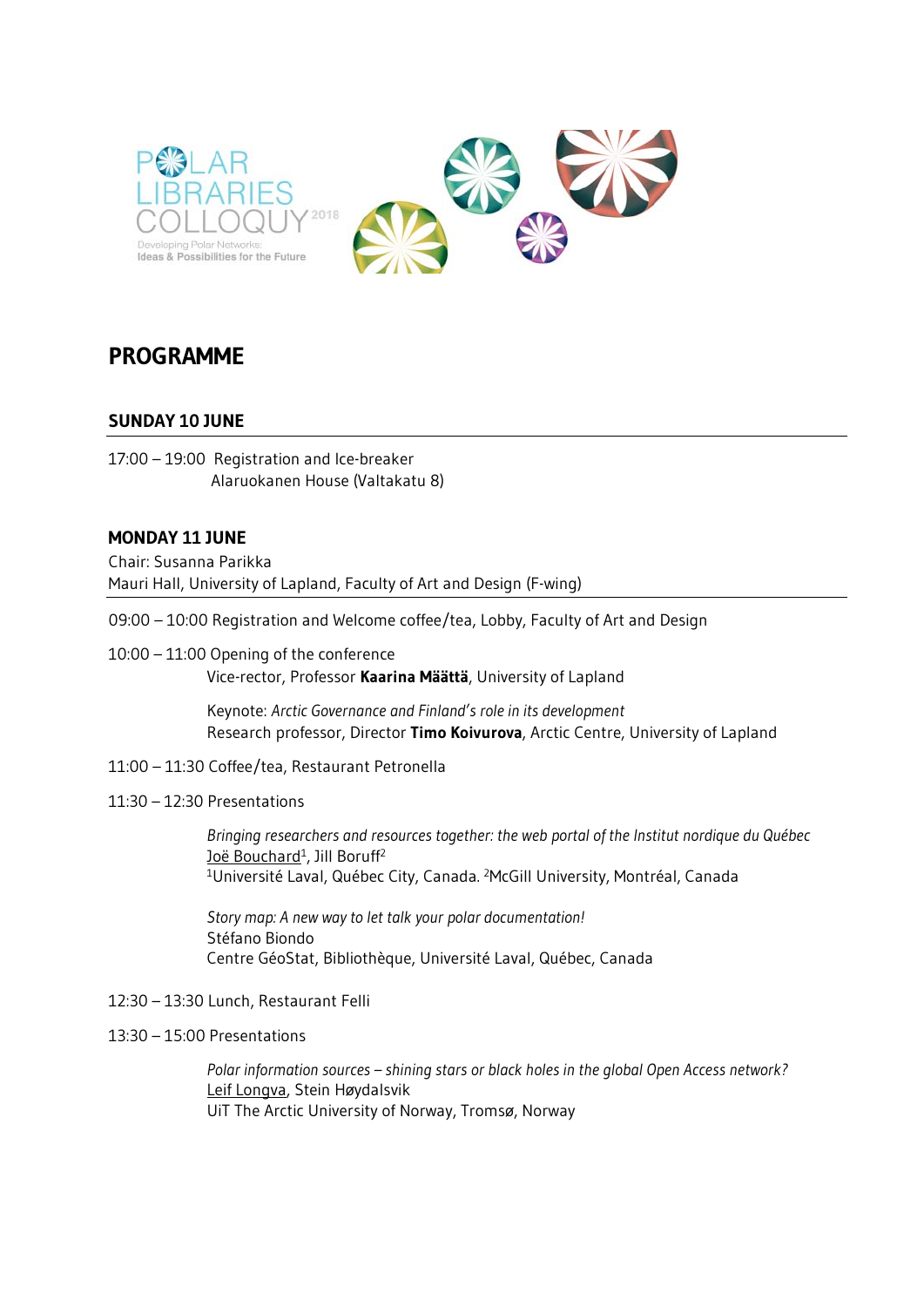POLAR LIBRARIES COLLOQUY 2018

Developing Polar Networks: Ideas & Possibilities for the Future

# PROGRAMME

## SUNDAY 10 JUNE

17:00 – 19:00 Registration and Ice-breaker
Alaruokanen House (Valtakatu 8)

## MONDAY 11 JUNE

Chair: Susanna Parikka
Mauri Hall, University of Lapland, Faculty of Art and Design (F-wing)

09:00 – 10:00 Registration and Welcome coffee/tea, Lobby, Faculty of Art and Design

10:00 – 11:00 Opening of the conference
Vice-rector, Professor **Kaarina Määttä**, University of Lapland

Keynote: *Arctic Governance and Finland's role in its development*
Research professor, Director **Timo Koivurova**, Arctic Centre, University of Lapland

11:00 – 11:30 Coffee/tea, Restaurant Petronella

11:30 – 12:30 Presentations

*Bringing researchers and resources together: the web portal of the Institut nordique du Québec*
Joë Bouchard[1], Jill Boruff[2]
[1]Université Laval, Québec City, Canada. [2]McGill University, Montréal, Canada

*Story map: A new way to let talk your polar documentation!*
Stéfano Biondo
Centre GéoStat, Bibliothèque, Université Laval, Québec, Canada

12:30 – 13:30 Lunch, Restaurant Felli

13:30 – 15:00 Presentations

*Polar information sources – shining stars or black holes in the global Open Access network?*
Leif Longva, Stein Høydalsvik
UiT The Arctic University of Norway, Tromsø, Norway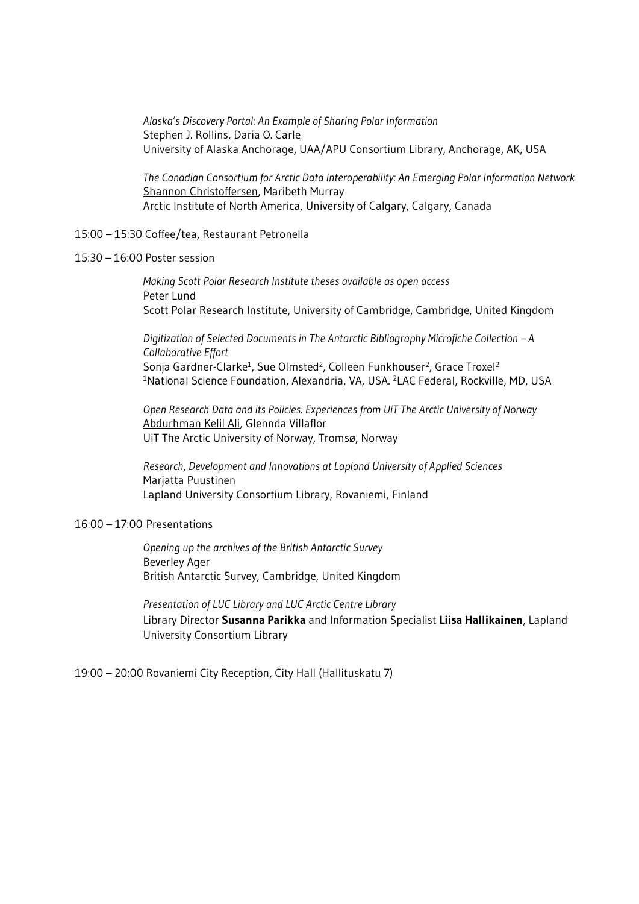*Alaska's Discovery Portal: An Example of Sharing Polar Information*
Stephen J. Rollins, <u>Daria O. Carle</u>
University of Alaska Anchorage, UAA/APU Consortium Library, Anchorage, AK, USA

*The Canadian Consortium for Arctic Data Interoperability: An Emerging Polar Information Network*
<u>Shannon Christoffersen</u>, Maribeth Murray
Arctic Institute of North America, University of Calgary, Calgary, Canada

15:00 – 15:30 Coffee/tea, Restaurant Petronella

15:30 – 16:00 Poster session

*Making Scott Polar Research Institute theses available as open access*
Peter Lund
Scott Polar Research Institute, University of Cambridge, Cambridge, United Kingdom

*Digitization of Selected Documents in The Antarctic Bibliography Microfiche Collection – A Collaborative Effort*
Sonja Gardner-Clarke[1], <u>Sue Olmsted</u>[2], Colleen Funkhouser[2], Grace Troxel[2]
[1]National Science Foundation, Alexandria, VA, USA. [2]LAC Federal, Rockville, MD, USA

*Open Research Data and its Policies: Experiences from UiT The Arctic University of Norway*
<u>Abdurhman Kelil Ali</u>, Glennda Villaflor
UiT The Arctic University of Norway, Tromsø, Norway

*Research, Development and Innovations at Lapland University of Applied Sciences*
Marjatta Puustinen
Lapland University Consortium Library, Rovaniemi, Finland

16:00 – 17:00 Presentations

*Opening up the archives of the British Antarctic Survey*
Beverley Ager
British Antarctic Survey, Cambridge, United Kingdom

*Presentation of LUC Library and LUC Arctic Centre Library*
Library Director **Susanna Parikka** and Information Specialist **Liisa Hallikainen**, Lapland University Consortium Library

19:00 – 20:00 Rovaniemi City Reception, City Hall (Hallituskatu 7)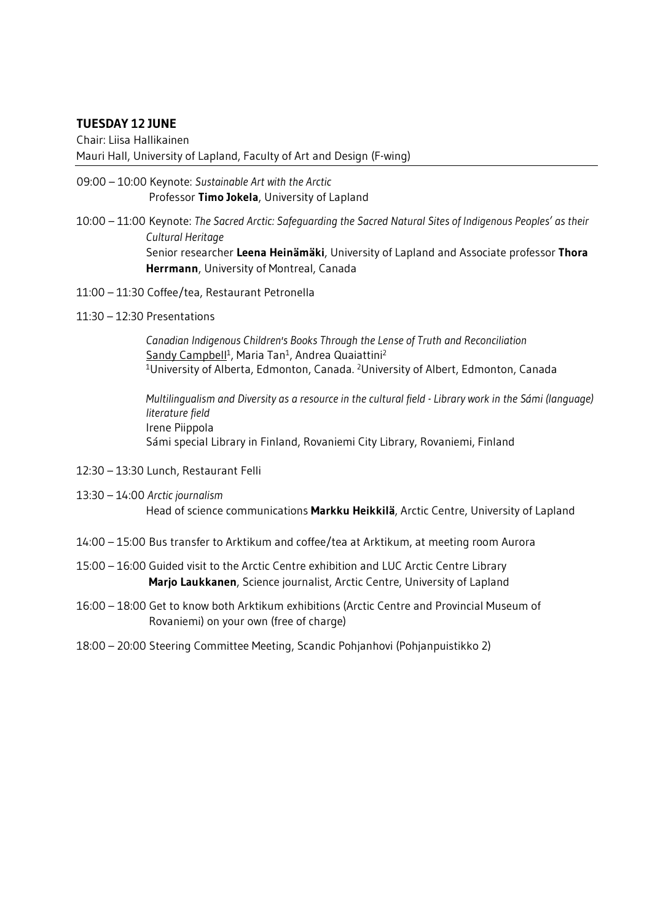## TUESDAY 12 JUNE

Chair: Liisa Hallikainen
Mauri Hall, University of Lapland, Faculty of Art and Design (F-wing)

09:00 – 10:00 Keynote: *Sustainable Art with the Arctic*
Professor **Timo Jokela**, University of Lapland

10:00 – 11:00 Keynote: *The Sacred Arctic: Safeguarding the Sacred Natural Sites of Indigenous Peoples' as their Cultural Heritage*
Senior researcher **Leena Heinämäki**, University of Lapland and Associate professor **Thora Herrmann**, University of Montreal, Canada

11:00 – 11:30 Coffee/tea, Restaurant Petronella

11:30 – 12:30 Presentations

*Canadian Indigenous Children's Books Through the Lense of Truth and Reconciliation*
Sandy Campbell[1], Maria Tan[1], Andrea Quaiattini[2]
[1]University of Alberta, Edmonton, Canada. [2]University of Albert, Edmonton, Canada

*Multilingualism and Diversity as a resource in the cultural field - Library work in the Sámi (language) literature field*
Irene Piippola
Sámi special Library in Finland, Rovaniemi City Library, Rovaniemi, Finland

12:30 – 13:30 Lunch, Restaurant Felli

13:30 – 14:00 *Arctic journalism*
Head of science communications **Markku Heikkilä**, Arctic Centre, University of Lapland

14:00 – 15:00 Bus transfer to Arktikum and coffee/tea at Arktikum, at meeting room Aurora

15:00 – 16:00 Guided visit to the Arctic Centre exhibition and LUC Arctic Centre Library
**Marjo Laukkanen**, Science journalist, Arctic Centre, University of Lapland

16:00 – 18:00 Get to know both Arktikum exhibitions (Arctic Centre and Provincial Museum of Rovaniemi) on your own (free of charge)

18:00 – 20:00 Steering Committee Meeting, Scandic Pohjanhovi (Pohjanpuistikko 2)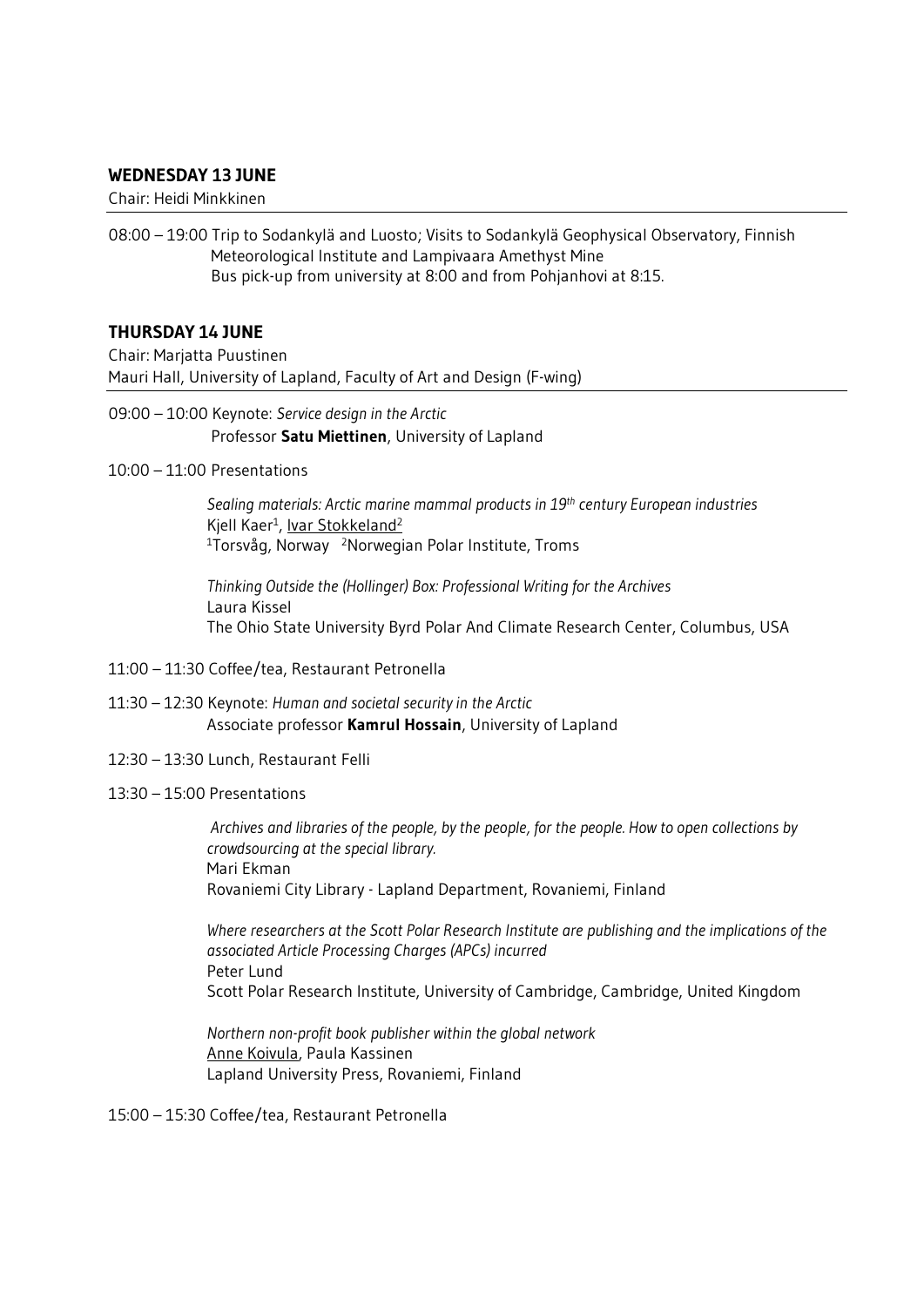## WEDNESDAY 13 JUNE

Chair: Heidi Minkkinen

08:00 – 19:00 Trip to Sodankylä and Luosto; Visits to Sodankylä Geophysical Observatory, Finnish Meteorological Institute and Lampivaara Amethyst Mine
Bus pick-up from university at 8:00 and from Pohjanhovi at 8:15.

## THURSDAY 14 JUNE

Chair: Marjatta Puustinen
Mauri Hall, University of Lapland, Faculty of Art and Design (F-wing)

09:00 – 10:00 Keynote: *Service design in the Arctic*
Professor **Satu Miettinen**, University of Lapland

10:00 – 11:00 Presentations

*Sealing materials: Arctic marine mammal products in 19th century European industries*
Kjell Kaer[1], Ivar Stokkeland[2]
[1]Torsvåg, Norway [2]Norwegian Polar Institute, Troms

*Thinking Outside the (Hollinger) Box: Professional Writing for the Archives*
Laura Kissel
The Ohio State University Byrd Polar And Climate Research Center, Columbus, USA

11:00 – 11:30 Coffee/tea, Restaurant Petronella

11:30 – 12:30 Keynote: *Human and societal security in the Arctic*
Associate professor **Kamrul Hossain**, University of Lapland

12:30 – 13:30 Lunch, Restaurant Felli

13:30 – 15:00 Presentations

*Archives and libraries of the people, by the people, for the people. How to open collections by crowdsourcing at the special library.*
Mari Ekman
Rovaniemi City Library - Lapland Department, Rovaniemi, Finland

*Where researchers at the Scott Polar Research Institute are publishing and the implications of the associated Article Processing Charges (APCs) incurred*
Peter Lund
Scott Polar Research Institute, University of Cambridge, Cambridge, United Kingdom

*Northern non-profit book publisher within the global network*
Anne Koivula, Paula Kassinen
Lapland University Press, Rovaniemi, Finland

15:00 – 15:30 Coffee/tea, Restaurant Petronella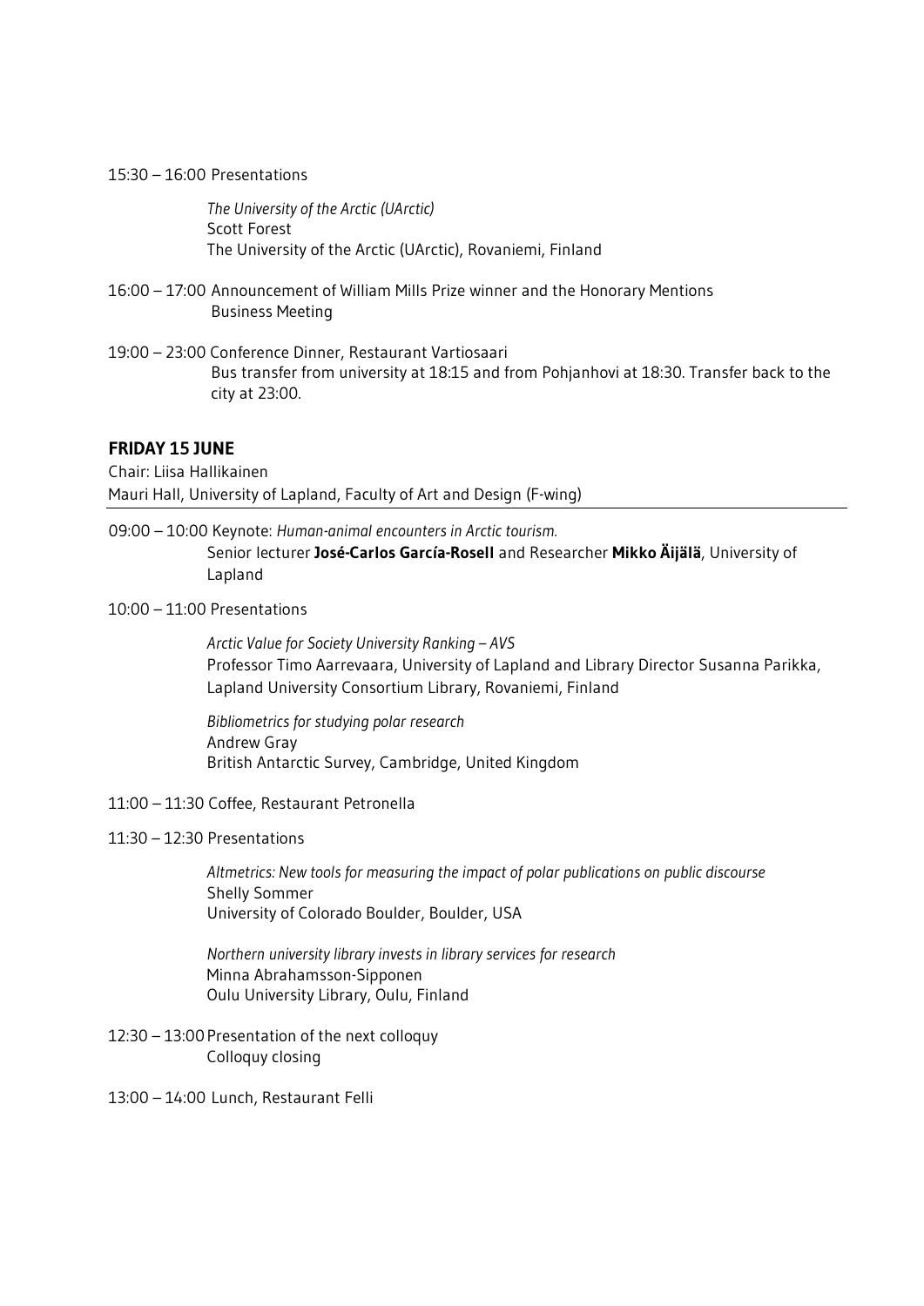15:30 – 16:00 Presentations

*The University of the Arctic (UArctic)*
Scott Forest
The University of the Arctic (UArctic), Rovaniemi, Finland

16:00 – 17:00 Announcement of William Mills Prize winner and the Honorary Mentions
Business Meeting

19:00 – 23:00 Conference Dinner, Restaurant Vartiosaari
Bus transfer from university at 18:15 and from Pohjanhovi at 18:30. Transfer back to the city at 23:00.

## FRIDAY 15 JUNE

Chair: Liisa Hallikainen
Mauri Hall, University of Lapland, Faculty of Art and Design (F-wing)

---

09:00 – 10:00 Keynote: *Human-animal encounters in Arctic tourism.*
Senior lecturer **José-Carlos García-Rosell** and Researcher **Mikko Äijälä**, University of Lapland

10:00 – 11:00 Presentations

*Arctic Value for Society University Ranking – AVS*
Professor Timo Aarrevaara, University of Lapland and Library Director Susanna Parikka, Lapland University Consortium Library, Rovaniemi, Finland

*Bibliometrics for studying polar research*
Andrew Gray
British Antarctic Survey, Cambridge, United Kingdom

11:00 – 11:30 Coffee, Restaurant Petronella

11:30 – 12:30 Presentations

*Altmetrics: New tools for measuring the impact of polar publications on public discourse*
Shelly Sommer
University of Colorado Boulder, Boulder, USA

*Northern university library invests in library services for research*
Minna Abrahamsson-Sipponen
Oulu University Library, Oulu, Finland

12:30 – 13:00 Presentation of the next colloquy
Colloquy closing

13:00 – 14:00 Lunch, Restaurant Felli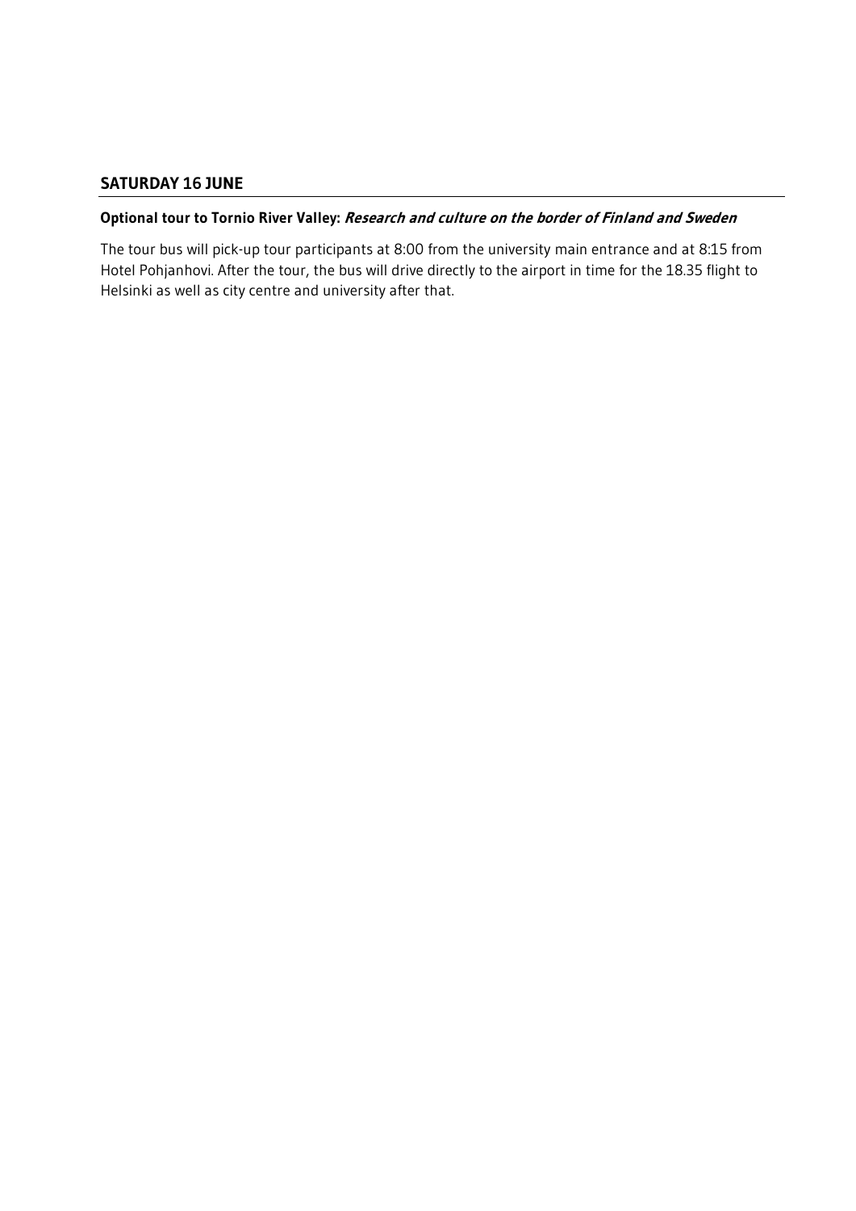## SATURDAY 16 JUNE

**Optional tour to Tornio River Valley:** ***Research and culture on the border of Finland and Sweden***

The tour bus will pick-up tour participants at 8:00 from the university main entrance and at 8:15 from Hotel Pohjanhovi. After the tour, the bus will drive directly to the airport in time for the 18.35 flight to Helsinki as well as city centre and university after that.